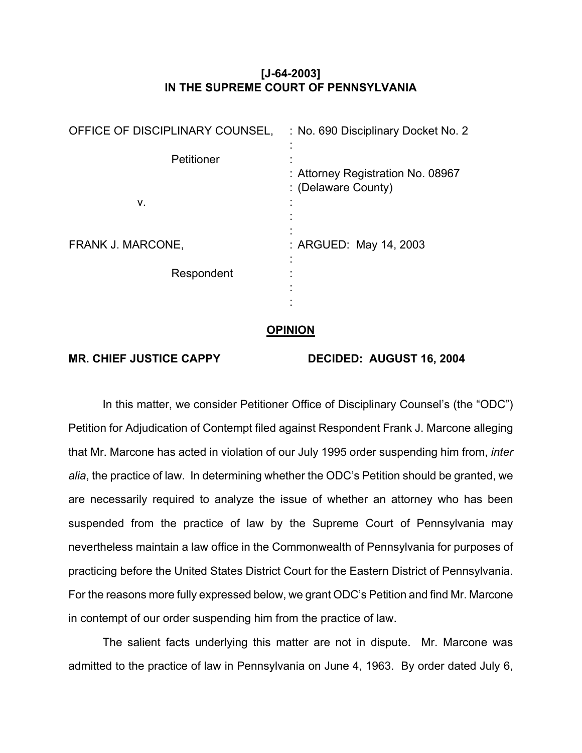**[J-64-2003]**
**IN THE SUPREME COURT OF PENNSYLVANIA**

| | |
|---|---|
| OFFICE OF DISCIPLINARY COUNSEL, | : No. 690 Disciplinary Docket No. 2 |
| Petitioner | : Attorney Registration No. 08967 : (Delaware County) |
| v. | : |
| FRANK J. MARCONE, | : ARGUED: May 14, 2003 |
| Respondent | : |

**OPINION**

**MR. CHIEF JUSTICE CAPPY** **DECIDED: AUGUST 16, 2004**

In this matter, we consider Petitioner Office of Disciplinary Counsel's (the "ODC") Petition for Adjudication of Contempt filed against Respondent Frank J. Marcone alleging that Mr. Marcone has acted in violation of our July 1995 order suspending him from, *inter alia*, the practice of law. In determining whether the ODC's Petition should be granted, we are necessarily required to analyze the issue of whether an attorney who has been suspended from the practice of law by the Supreme Court of Pennsylvania may nevertheless maintain a law office in the Commonwealth of Pennsylvania for purposes of practicing before the United States District Court for the Eastern District of Pennsylvania. For the reasons more fully expressed below, we grant ODC's Petition and find Mr. Marcone in contempt of our order suspending him from the practice of law.

The salient facts underlying this matter are not in dispute. Mr. Marcone was admitted to the practice of law in Pennsylvania on June 4, 1963. By order dated July 6,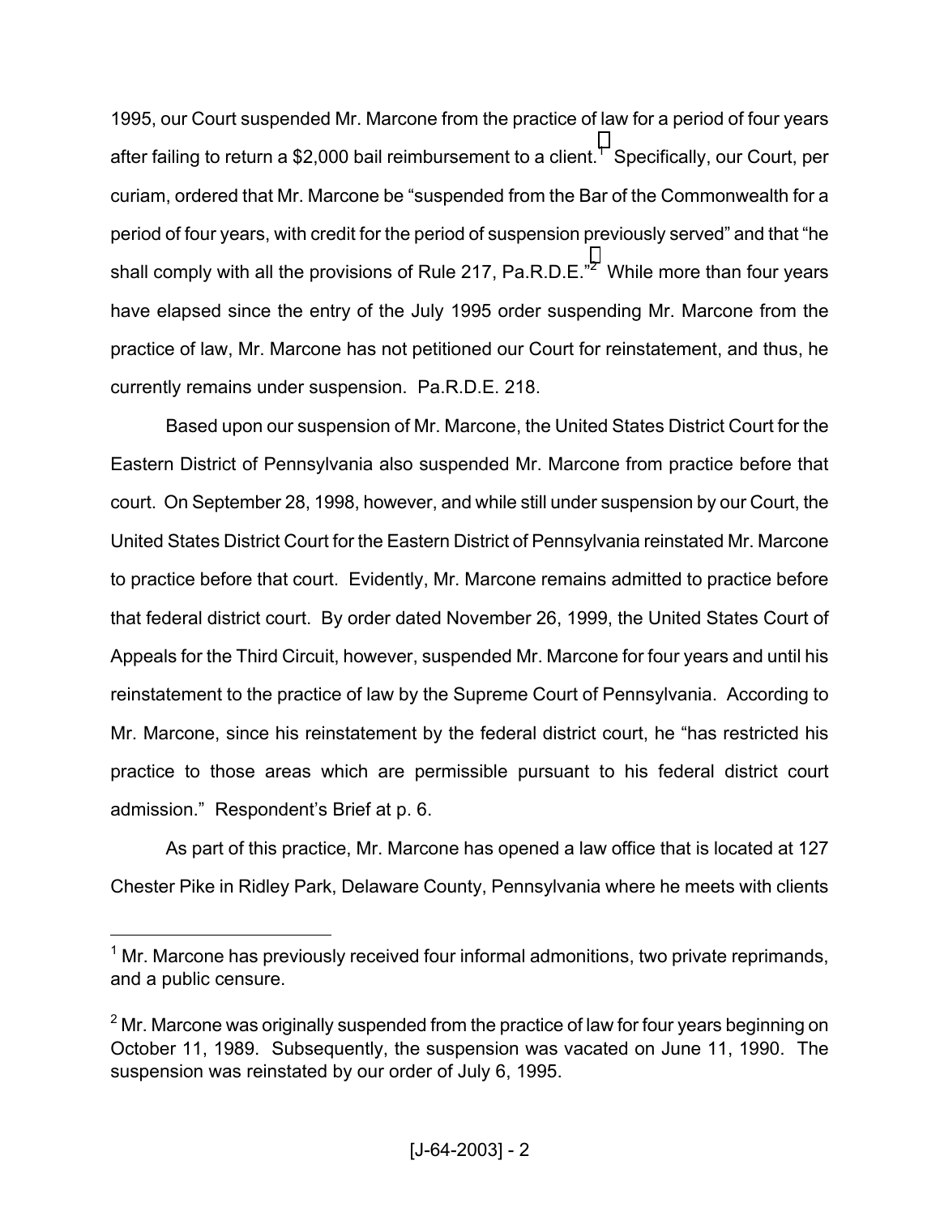1995, our Court suspended Mr. Marcone from the practice of law for a period of four years after failing to return a $2,000 bail reimbursement to a client.[1] Specifically, our Court, per curiam, ordered that Mr. Marcone be "suspended from the Bar of the Commonwealth for a period of four years, with credit for the period of suspension previously served" and that "he shall comply with all the provisions of Rule 217, Pa.R.D.E."[2] While more than four years have elapsed since the entry of the July 1995 order suspending Mr. Marcone from the practice of law, Mr. Marcone has not petitioned our Court for reinstatement, and thus, he currently remains under suspension. Pa.R.D.E. 218.

Based upon our suspension of Mr. Marcone, the United States District Court for the Eastern District of Pennsylvania also suspended Mr. Marcone from practice before that court. On September 28, 1998, however, and while still under suspension by our Court, the United States District Court for the Eastern District of Pennsylvania reinstated Mr. Marcone to practice before that court. Evidently, Mr. Marcone remains admitted to practice before that federal district court. By order dated November 26, 1999, the United States Court of Appeals for the Third Circuit, however, suspended Mr. Marcone for four years and until his reinstatement to the practice of law by the Supreme Court of Pennsylvania. According to Mr. Marcone, since his reinstatement by the federal district court, he "has restricted his practice to those areas which are permissible pursuant to his federal district court admission." Respondent's Brief at p. 6.

As part of this practice, Mr. Marcone has opened a law office that is located at 127 Chester Pike in Ridley Park, Delaware County, Pennsylvania where he meets with clients

---

[1] Mr. Marcone has previously received four informal admonitions, two private reprimands, and a public censure.

[2] Mr. Marcone was originally suspended from the practice of law for four years beginning on October 11, 1989. Subsequently, the suspension was vacated on June 11, 1990. The suspension was reinstated by our order of July 6, 1995.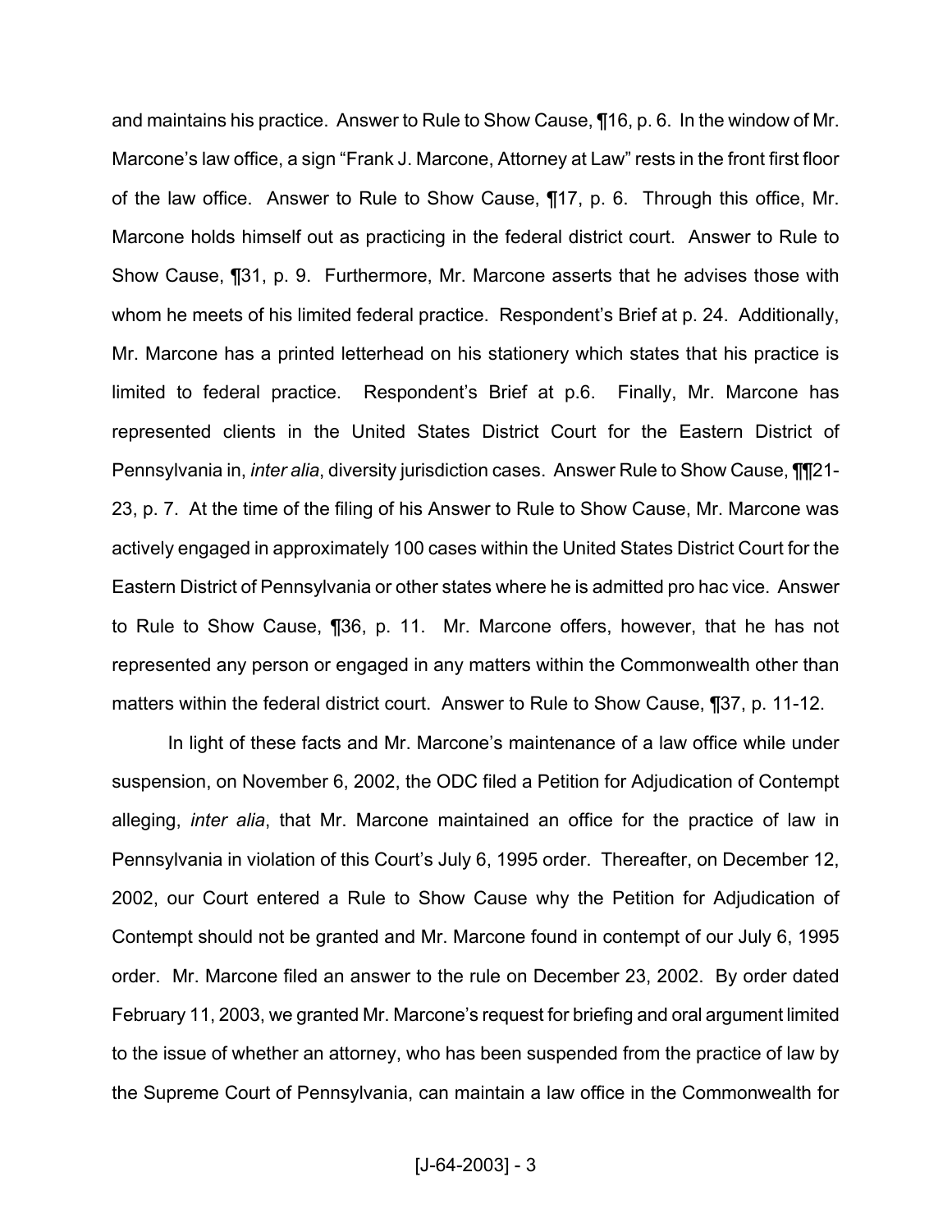and maintains his practice. Answer to Rule to Show Cause, ¶16, p. 6. In the window of Mr. Marcone's law office, a sign "Frank J. Marcone, Attorney at Law" rests in the front first floor of the law office. Answer to Rule to Show Cause, ¶17, p. 6. Through this office, Mr. Marcone holds himself out as practicing in the federal district court. Answer to Rule to Show Cause, ¶31, p. 9. Furthermore, Mr. Marcone asserts that he advises those with whom he meets of his limited federal practice. Respondent's Brief at p. 24. Additionally, Mr. Marcone has a printed letterhead on his stationery which states that his practice is limited to federal practice. Respondent's Brief at p.6. Finally, Mr. Marcone has represented clients in the United States District Court for the Eastern District of Pennsylvania in, *inter alia*, diversity jurisdiction cases. Answer Rule to Show Cause, ¶¶21-23, p. 7. At the time of the filing of his Answer to Rule to Show Cause, Mr. Marcone was actively engaged in approximately 100 cases within the United States District Court for the Eastern District of Pennsylvania or other states where he is admitted pro hac vice. Answer to Rule to Show Cause, ¶36, p. 11. Mr. Marcone offers, however, that he has not represented any person or engaged in any matters within the Commonwealth other than matters within the federal district court. Answer to Rule to Show Cause, ¶37, p. 11-12.

In light of these facts and Mr. Marcone's maintenance of a law office while under suspension, on November 6, 2002, the ODC filed a Petition for Adjudication of Contempt alleging, *inter alia*, that Mr. Marcone maintained an office for the practice of law in Pennsylvania in violation of this Court's July 6, 1995 order. Thereafter, on December 12, 2002, our Court entered a Rule to Show Cause why the Petition for Adjudication of Contempt should not be granted and Mr. Marcone found in contempt of our July 6, 1995 order. Mr. Marcone filed an answer to the rule on December 23, 2002. By order dated February 11, 2003, we granted Mr. Marcone's request for briefing and oral argument limited to the issue of whether an attorney, who has been suspended from the practice of law by the Supreme Court of Pennsylvania, can maintain a law office in the Commonwealth for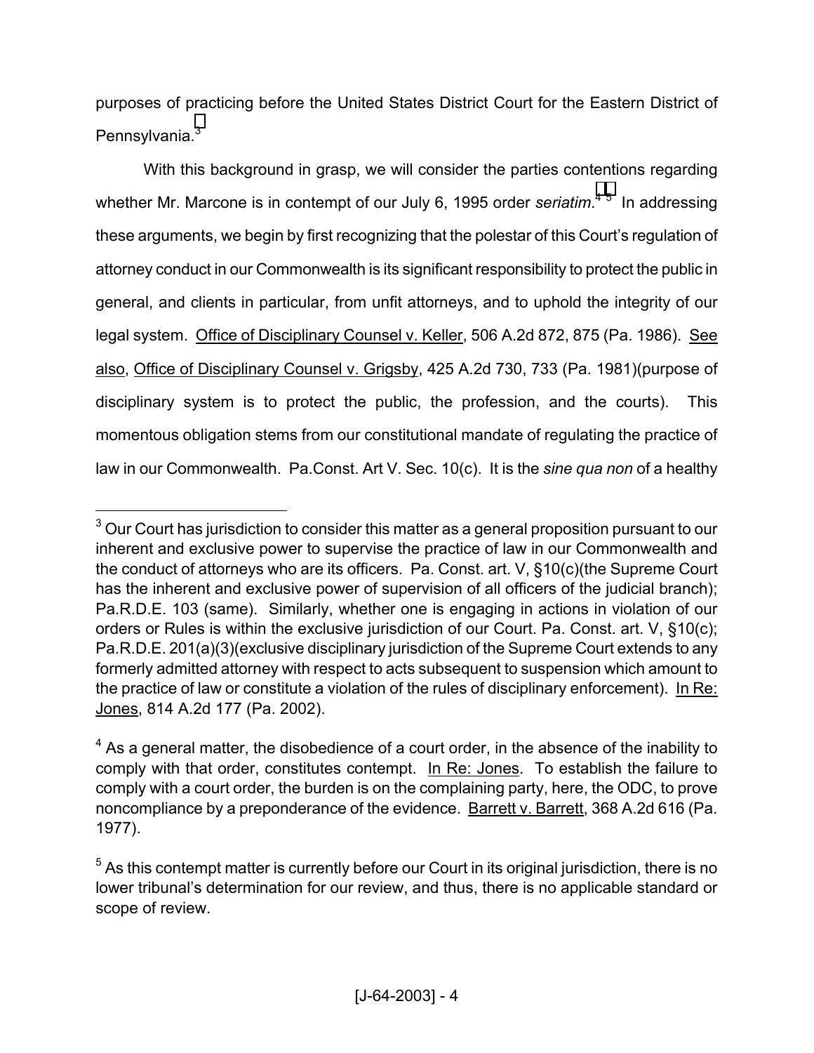purposes of practicing before the United States District Court for the Eastern District of Pennsylvania.[3]

With this background in grasp, we will consider the parties contentions regarding whether Mr. Marcone is in contempt of our July 6, 1995 order *seriatim*.[4] [5] In addressing these arguments, we begin by first recognizing that the polestar of this Court's regulation of attorney conduct in our Commonwealth is its significant responsibility to protect the public in general, and clients in particular, from unfit attorneys, and to uphold the integrity of our legal system. Office of Disciplinary Counsel v. Keller, 506 A.2d 872, 875 (Pa. 1986). See also, Office of Disciplinary Counsel v. Grigsby, 425 A.2d 730, 733 (Pa. 1981)(purpose of disciplinary system is to protect the public, the profession, and the courts). This momentous obligation stems from our constitutional mandate of regulating the practice of law in our Commonwealth. Pa.Const. Art V. Sec. 10(c). It is the *sine qua non* of a healthy

---

[3] Our Court has jurisdiction to consider this matter as a general proposition pursuant to our inherent and exclusive power to supervise the practice of law in our Commonwealth and the conduct of attorneys who are its officers. Pa. Const. art. V, §10(c)(the Supreme Court has the inherent and exclusive power of supervision of all officers of the judicial branch); Pa.R.D.E. 103 (same). Similarly, whether one is engaging in actions in violation of our orders or Rules is within the exclusive jurisdiction of our Court. Pa. Const. art. V, §10(c); Pa.R.D.E. 201(a)(3)(exclusive disciplinary jurisdiction of the Supreme Court extends to any formerly admitted attorney with respect to acts subsequent to suspension which amount to the practice of law or constitute a violation of the rules of disciplinary enforcement). In Re: Jones, 814 A.2d 177 (Pa. 2002).

[4] As a general matter, the disobedience of a court order, in the absence of the inability to comply with that order, constitutes contempt. In Re: Jones. To establish the failure to comply with a court order, the burden is on the complaining party, here, the ODC, to prove noncompliance by a preponderance of the evidence. Barrett v. Barrett, 368 A.2d 616 (Pa. 1977).

[5] As this contempt matter is currently before our Court in its original jurisdiction, there is no lower tribunal's determination for our review, and thus, there is no applicable standard or scope of review.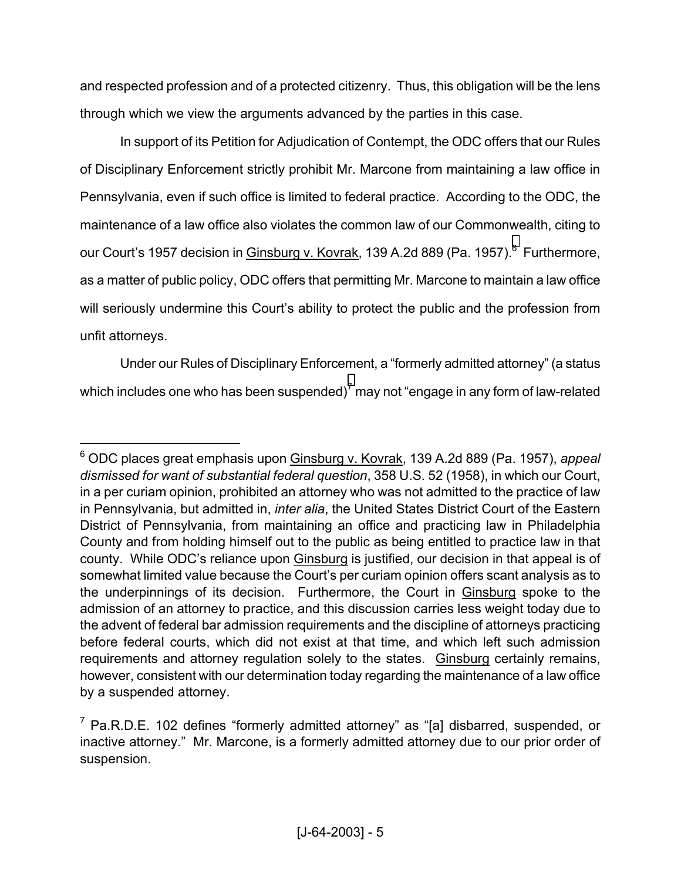and respected profession and of a protected citizenry. Thus, this obligation will be the lens through which we view the arguments advanced by the parties in this case.

In support of its Petition for Adjudication of Contempt, the ODC offers that our Rules of Disciplinary Enforcement strictly prohibit Mr. Marcone from maintaining a law office in Pennsylvania, even if such office is limited to federal practice. According to the ODC, the maintenance of a law office also violates the common law of our Commonwealth, citing to our Court's 1957 decision in Ginsburg v. Kovrak, 139 A.2d 889 (Pa. 1957).[6] Furthermore, as a matter of public policy, ODC offers that permitting Mr. Marcone to maintain a law office will seriously undermine this Court's ability to protect the public and the profession from unfit attorneys.

Under our Rules of Disciplinary Enforcement, a "formerly admitted attorney" (a status which includes one who has been suspended)[7] may not "engage in any form of law-related

---

[6] ODC places great emphasis upon Ginsburg v. Kovrak, 139 A.2d 889 (Pa. 1957), *appeal dismissed for want of substantial federal question*, 358 U.S. 52 (1958), in which our Court, in a per curiam opinion, prohibited an attorney who was not admitted to the practice of law in Pennsylvania, but admitted in, *inter alia*, the United States District Court of the Eastern District of Pennsylvania, from maintaining an office and practicing law in Philadelphia County and from holding himself out to the public as being entitled to practice law in that county. While ODC's reliance upon Ginsburg is justified, our decision in that appeal is of somewhat limited value because the Court's per curiam opinion offers scant analysis as to the underpinnings of its decision. Furthermore, the Court in Ginsburg spoke to the admission of an attorney to practice, and this discussion carries less weight today due to the advent of federal bar admission requirements and the discipline of attorneys practicing before federal courts, which did not exist at that time, and which left such admission requirements and attorney regulation solely to the states. Ginsburg certainly remains, however, consistent with our determination today regarding the maintenance of a law office by a suspended attorney.

[7] Pa.R.D.E. 102 defines "formerly admitted attorney" as "[a] disbarred, suspended, or inactive attorney." Mr. Marcone, is a formerly admitted attorney due to our prior order of suspension.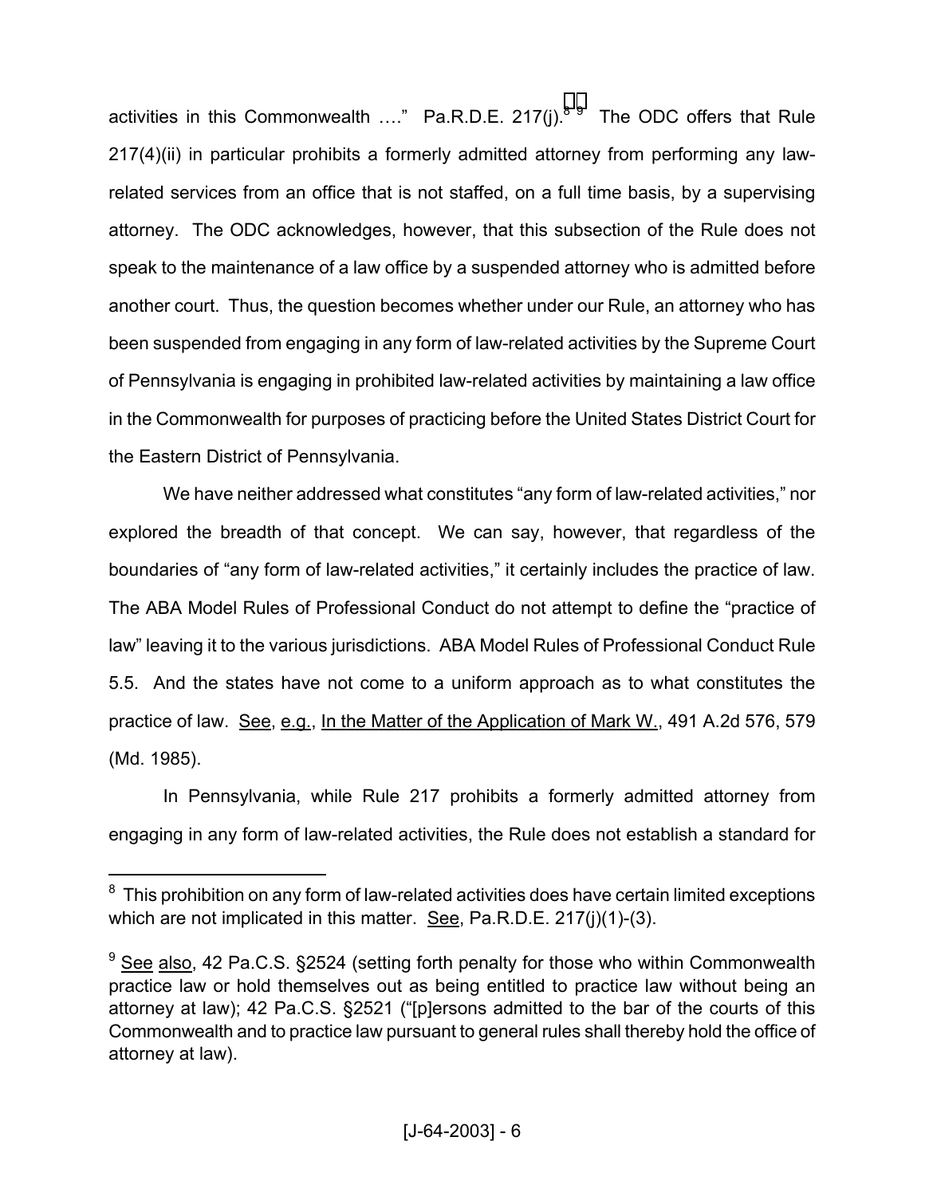activities in this Commonwealth …." Pa.R.D.E. 217(j).[8] [9] The ODC offers that Rule 217(4)(ii) in particular prohibits a formerly admitted attorney from performing any law-related services from an office that is not staffed, on a full time basis, by a supervising attorney. The ODC acknowledges, however, that this subsection of the Rule does not speak to the maintenance of a law office by a suspended attorney who is admitted before another court. Thus, the question becomes whether under our Rule, an attorney who has been suspended from engaging in any form of law-related activities by the Supreme Court of Pennsylvania is engaging in prohibited law-related activities by maintaining a law office in the Commonwealth for purposes of practicing before the United States District Court for the Eastern District of Pennsylvania.

We have neither addressed what constitutes "any form of law-related activities," nor explored the breadth of that concept. We can say, however, that regardless of the boundaries of "any form of law-related activities," it certainly includes the practice of law. The ABA Model Rules of Professional Conduct do not attempt to define the "practice of law" leaving it to the various jurisdictions. ABA Model Rules of Professional Conduct Rule 5.5. And the states have not come to a uniform approach as to what constitutes the practice of law. See, e.g., In the Matter of the Application of Mark W., 491 A.2d 576, 579 (Md. 1985).

In Pennsylvania, while Rule 217 prohibits a formerly admitted attorney from engaging in any form of law-related activities, the Rule does not establish a standard for

---

[8] This prohibition on any form of law-related activities does have certain limited exceptions which are not implicated in this matter. See, Pa.R.D.E. 217(j)(1)-(3).

[9] See also, 42 Pa.C.S. §2524 (setting forth penalty for those who within Commonwealth practice law or hold themselves out as being entitled to practice law without being an attorney at law); 42 Pa.C.S. §2521 ("[p]ersons admitted to the bar of the courts of this Commonwealth and to practice law pursuant to general rules shall thereby hold the office of attorney at law).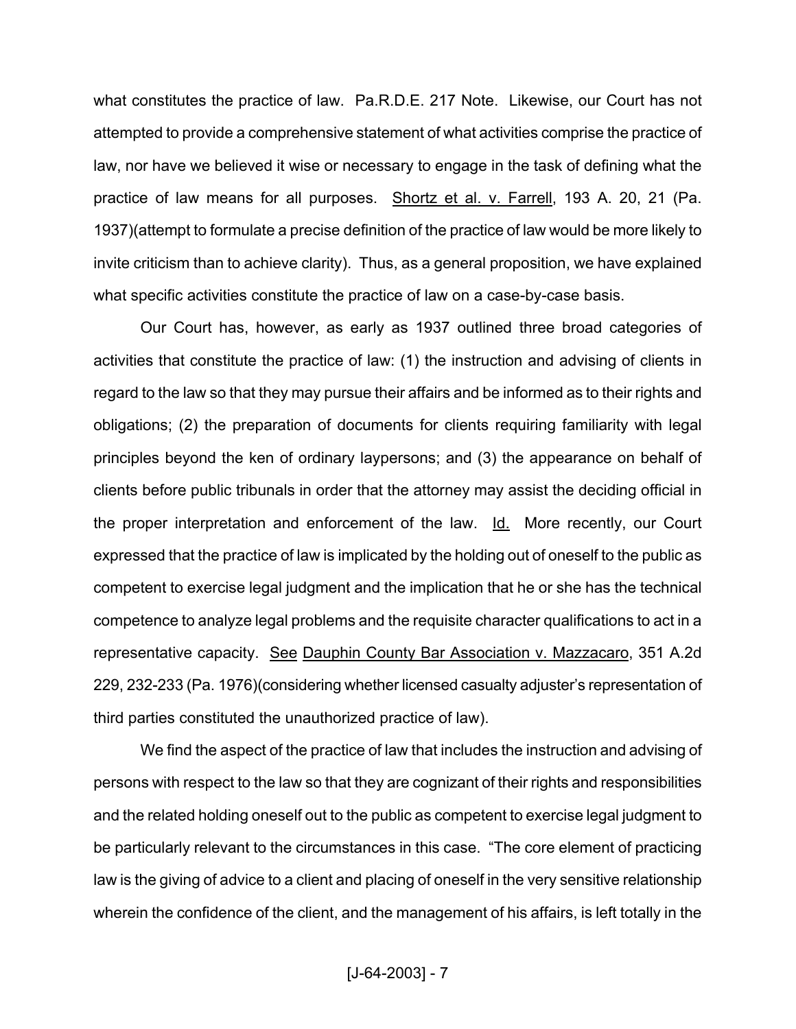what constitutes the practice of law. Pa.R.D.E. 217 Note. Likewise, our Court has not attempted to provide a comprehensive statement of what activities comprise the practice of law, nor have we believed it wise or necessary to engage in the task of defining what the practice of law means for all purposes. Shortz et al. v. Farrell, 193 A. 20, 21 (Pa. 1937)(attempt to formulate a precise definition of the practice of law would be more likely to invite criticism than to achieve clarity). Thus, as a general proposition, we have explained what specific activities constitute the practice of law on a case-by-case basis.

Our Court has, however, as early as 1937 outlined three broad categories of activities that constitute the practice of law: (1) the instruction and advising of clients in regard to the law so that they may pursue their affairs and be informed as to their rights and obligations; (2) the preparation of documents for clients requiring familiarity with legal principles beyond the ken of ordinary laypersons; and (3) the appearance on behalf of clients before public tribunals in order that the attorney may assist the deciding official in the proper interpretation and enforcement of the law. Id. More recently, our Court expressed that the practice of law is implicated by the holding out of oneself to the public as competent to exercise legal judgment and the implication that he or she has the technical competence to analyze legal problems and the requisite character qualifications to act in a representative capacity. See Dauphin County Bar Association v. Mazzacaro, 351 A.2d 229, 232-233 (Pa. 1976)(considering whether licensed casualty adjuster's representation of third parties constituted the unauthorized practice of law).

We find the aspect of the practice of law that includes the instruction and advising of persons with respect to the law so that they are cognizant of their rights and responsibilities and the related holding oneself out to the public as competent to exercise legal judgment to be particularly relevant to the circumstances in this case. "The core element of practicing law is the giving of advice to a client and placing of oneself in the very sensitive relationship wherein the confidence of the client, and the management of his affairs, is left totally in the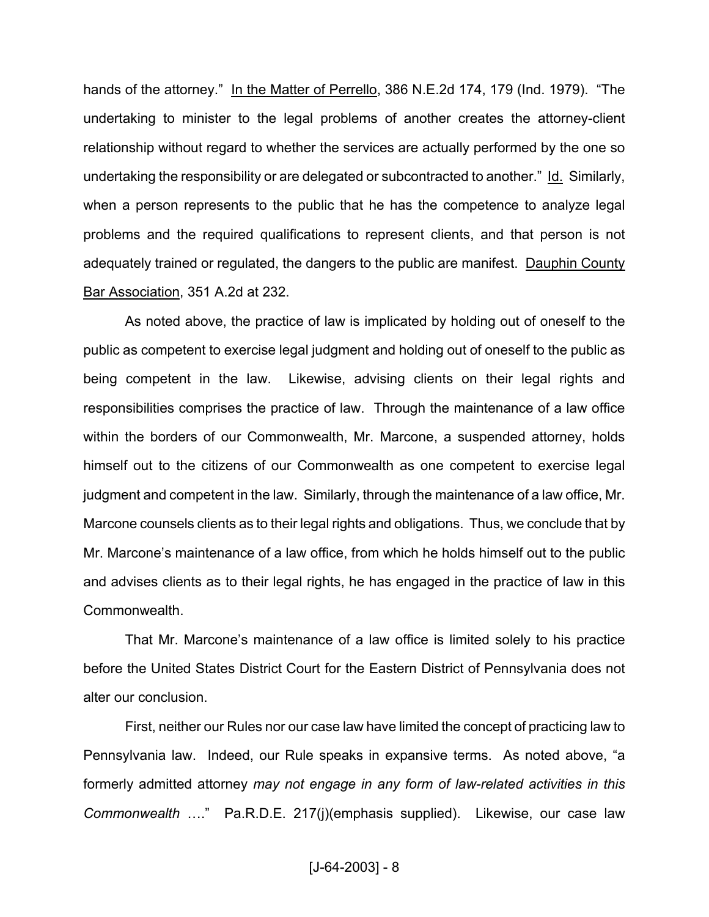hands of the attorney." In the Matter of Perrello, 386 N.E.2d 174, 179 (Ind. 1979). "The undertaking to minister to the legal problems of another creates the attorney-client relationship without regard to whether the services are actually performed by the one so undertaking the responsibility or are delegated or subcontracted to another." Id. Similarly, when a person represents to the public that he has the competence to analyze legal problems and the required qualifications to represent clients, and that person is not adequately trained or regulated, the dangers to the public are manifest. Dauphin County Bar Association, 351 A.2d at 232.

As noted above, the practice of law is implicated by holding out of oneself to the public as competent to exercise legal judgment and holding out of oneself to the public as being competent in the law. Likewise, advising clients on their legal rights and responsibilities comprises the practice of law. Through the maintenance of a law office within the borders of our Commonwealth, Mr. Marcone, a suspended attorney, holds himself out to the citizens of our Commonwealth as one competent to exercise legal judgment and competent in the law. Similarly, through the maintenance of a law office, Mr. Marcone counsels clients as to their legal rights and obligations. Thus, we conclude that by Mr. Marcone's maintenance of a law office, from which he holds himself out to the public and advises clients as to their legal rights, he has engaged in the practice of law in this Commonwealth.

That Mr. Marcone's maintenance of a law office is limited solely to his practice before the United States District Court for the Eastern District of Pennsylvania does not alter our conclusion.

First, neither our Rules nor our case law have limited the concept of practicing law to Pennsylvania law. Indeed, our Rule speaks in expansive terms. As noted above, "a formerly admitted attorney *may not engage in any form of law-related activities in this Commonwealth* …." Pa.R.D.E. 217(j)(emphasis supplied). Likewise, our case law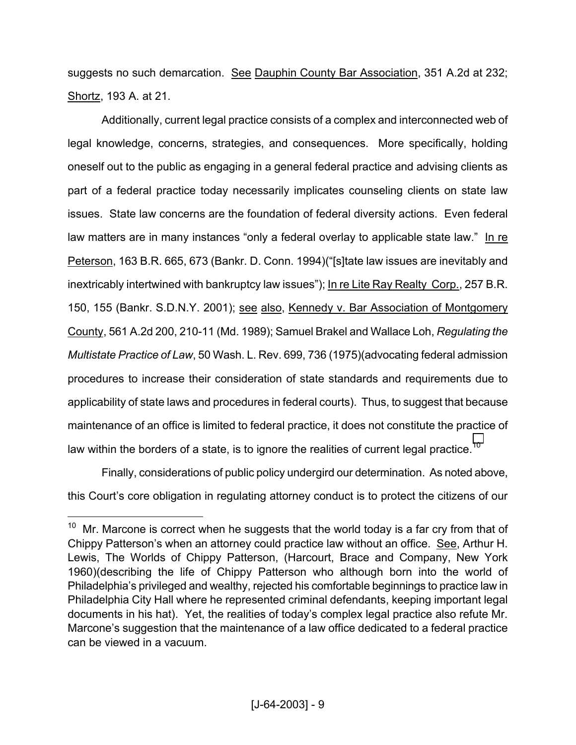suggests no such demarcation. See Dauphin County Bar Association, 351 A.2d at 232; Shortz, 193 A. at 21.

Additionally, current legal practice consists of a complex and interconnected web of legal knowledge, concerns, strategies, and consequences. More specifically, holding oneself out to the public as engaging in a general federal practice and advising clients as part of a federal practice today necessarily implicates counseling clients on state law issues. State law concerns are the foundation of federal diversity actions. Even federal law matters are in many instances "only a federal overlay to applicable state law." In re Peterson, 163 B.R. 665, 673 (Bankr. D. Conn. 1994)("[s]tate law issues are inevitably and inextricably intertwined with bankruptcy law issues"); In re Lite Ray Realty Corp., 257 B.R. 150, 155 (Bankr. S.D.N.Y. 2001); see also, Kennedy v. Bar Association of Montgomery County, 561 A.2d 200, 210-11 (Md. 1989); Samuel Brakel and Wallace Loh, *Regulating the Multistate Practice of Law*, 50 Wash. L. Rev. 699, 736 (1975)(advocating federal admission procedures to increase their consideration of state standards and requirements due to applicability of state laws and procedures in federal courts). Thus, to suggest that because maintenance of an office is limited to federal practice, it does not constitute the practice of law within the borders of a state, is to ignore the realities of current legal practice.[10]

Finally, considerations of public policy undergird our determination. As noted above, this Court's core obligation in regulating attorney conduct is to protect the citizens of our

---

[10] Mr. Marcone is correct when he suggests that the world today is a far cry from that of Chippy Patterson's when an attorney could practice law without an office. See, Arthur H. Lewis, The Worlds of Chippy Patterson, (Harcourt, Brace and Company, New York 1960)(describing the life of Chippy Patterson who although born into the world of Philadelphia's privileged and wealthy, rejected his comfortable beginnings to practice law in Philadelphia City Hall where he represented criminal defendants, keeping important legal documents in his hat). Yet, the realities of today's complex legal practice also refute Mr. Marcone's suggestion that the maintenance of a law office dedicated to a federal practice can be viewed in a vacuum.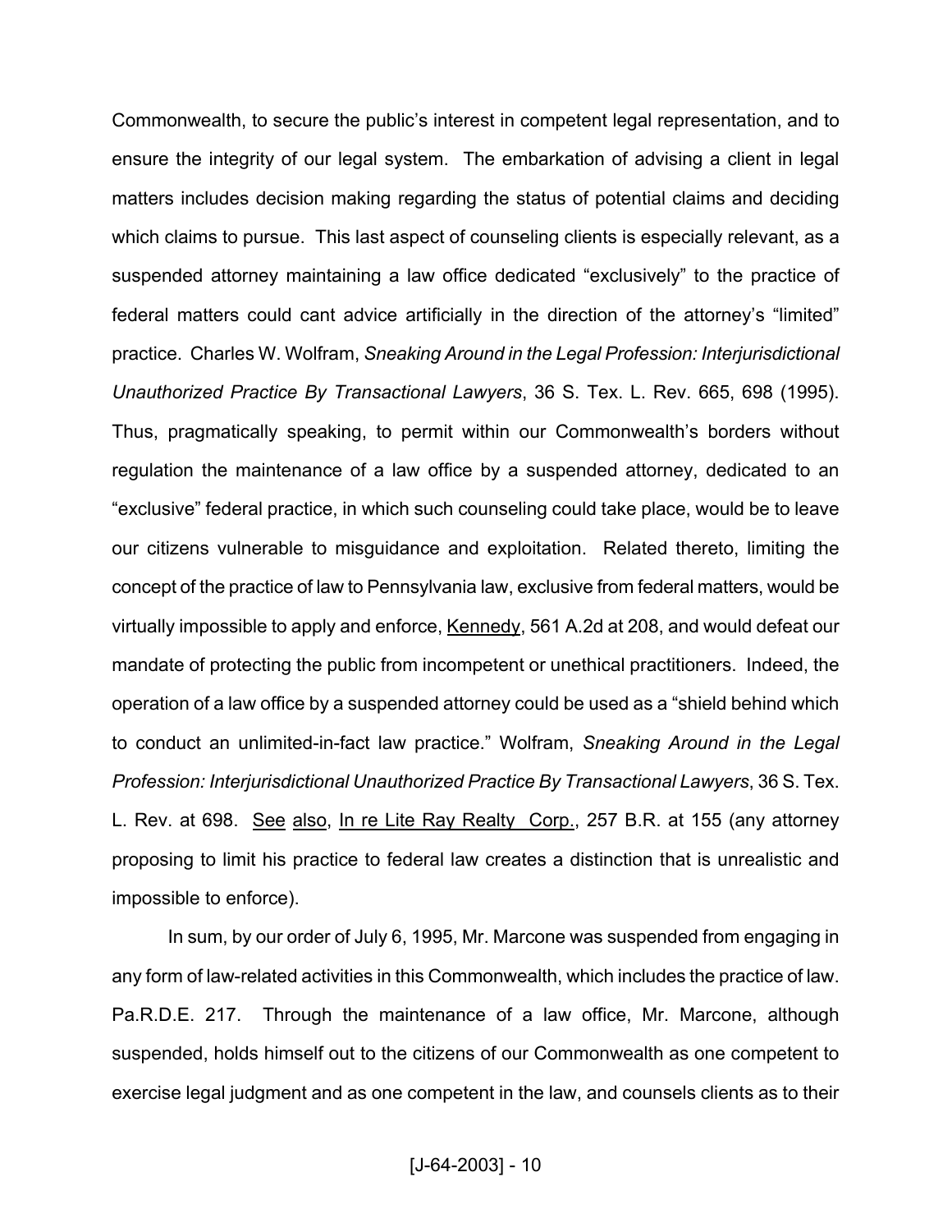Commonwealth, to secure the public's interest in competent legal representation, and to ensure the integrity of our legal system. The embarkation of advising a client in legal matters includes decision making regarding the status of potential claims and deciding which claims to pursue. This last aspect of counseling clients is especially relevant, as a suspended attorney maintaining a law office dedicated "exclusively" to the practice of federal matters could cant advice artificially in the direction of the attorney's "limited" practice. Charles W. Wolfram, *Sneaking Around in the Legal Profession: Interjurisdictional Unauthorized Practice By Transactional Lawyers*, 36 S. Tex. L. Rev. 665, 698 (1995). Thus, pragmatically speaking, to permit within our Commonwealth's borders without regulation the maintenance of a law office by a suspended attorney, dedicated to an "exclusive" federal practice, in which such counseling could take place, would be to leave our citizens vulnerable to misguidance and exploitation. Related thereto, limiting the concept of the practice of law to Pennsylvania law, exclusive from federal matters, would be virtually impossible to apply and enforce, Kennedy, 561 A.2d at 208, and would defeat our mandate of protecting the public from incompetent or unethical practitioners. Indeed, the operation of a law office by a suspended attorney could be used as a "shield behind which to conduct an unlimited-in-fact law practice." Wolfram, *Sneaking Around in the Legal Profession: Interjurisdictional Unauthorized Practice By Transactional Lawyers*, 36 S. Tex. L. Rev. at 698. See also, In re Lite Ray Realty Corp., 257 B.R. at 155 (any attorney proposing to limit his practice to federal law creates a distinction that is unrealistic and impossible to enforce).

In sum, by our order of July 6, 1995, Mr. Marcone was suspended from engaging in any form of law-related activities in this Commonwealth, which includes the practice of law. Pa.R.D.E. 217. Through the maintenance of a law office, Mr. Marcone, although suspended, holds himself out to the citizens of our Commonwealth as one competent to exercise legal judgment and as one competent in the law, and counsels clients as to their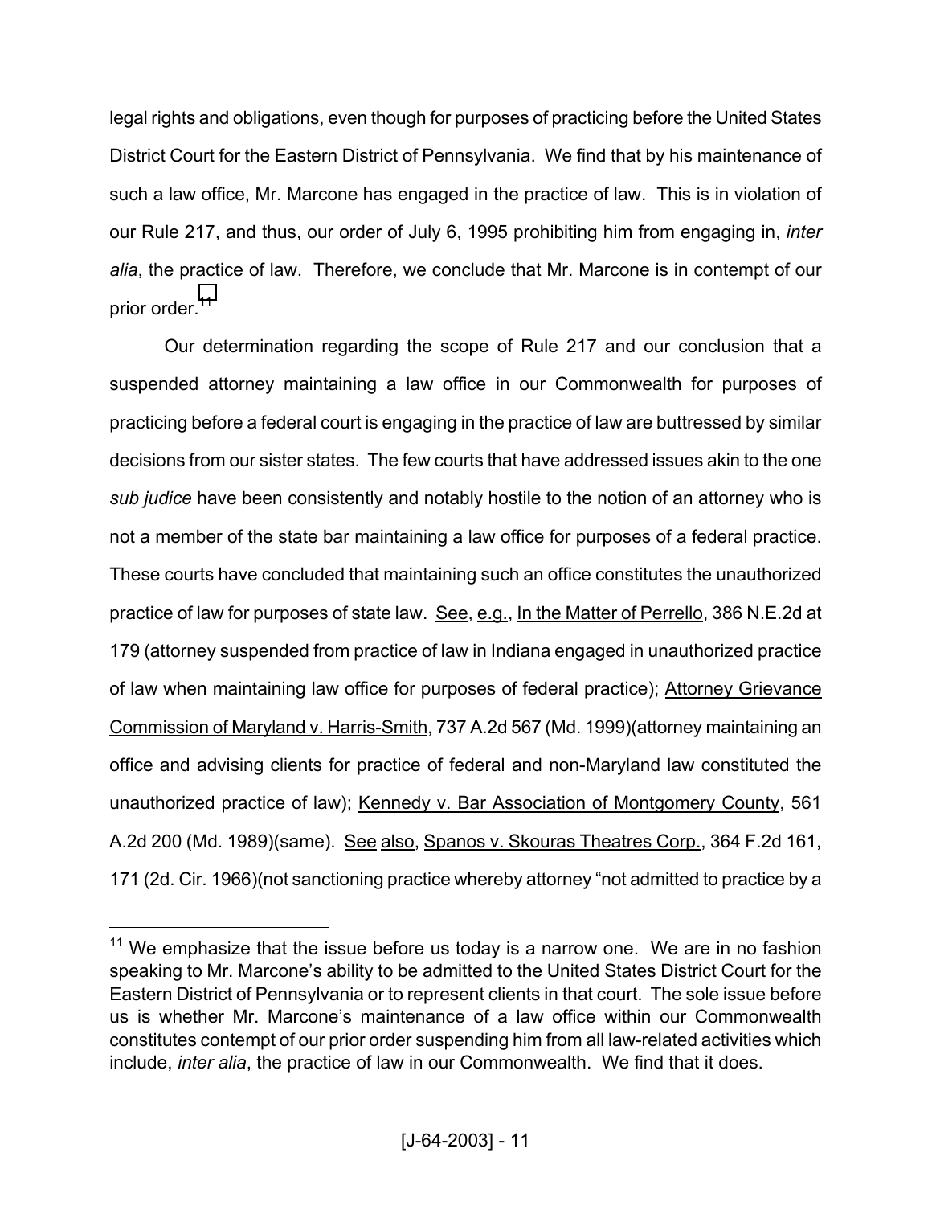legal rights and obligations, even though for purposes of practicing before the United States District Court for the Eastern District of Pennsylvania. We find that by his maintenance of such a law office, Mr. Marcone has engaged in the practice of law. This is in violation of our Rule 217, and thus, our order of July 6, 1995 prohibiting him from engaging in, *inter alia*, the practice of law. Therefore, we conclude that Mr. Marcone is in contempt of our prior order.[11]

Our determination regarding the scope of Rule 217 and our conclusion that a suspended attorney maintaining a law office in our Commonwealth for purposes of practicing before a federal court is engaging in the practice of law are buttressed by similar decisions from our sister states. The few courts that have addressed issues akin to the one *sub judice* have been consistently and notably hostile to the notion of an attorney who is not a member of the state bar maintaining a law office for purposes of a federal practice. These courts have concluded that maintaining such an office constitutes the unauthorized practice of law for purposes of state law. See, e.g., In the Matter of Perrello, 386 N.E.2d at 179 (attorney suspended from practice of law in Indiana engaged in unauthorized practice of law when maintaining law office for purposes of federal practice); Attorney Grievance Commission of Maryland v. Harris-Smith, 737 A.2d 567 (Md. 1999)(attorney maintaining an office and advising clients for practice of federal and non-Maryland law constituted the unauthorized practice of law); Kennedy v. Bar Association of Montgomery County, 561 A.2d 200 (Md. 1989)(same). See also, Spanos v. Skouras Theatres Corp., 364 F.2d 161, 171 (2d. Cir. 1966)(not sanctioning practice whereby attorney "not admitted to practice by a

---

[11] We emphasize that the issue before us today is a narrow one. We are in no fashion speaking to Mr. Marcone's ability to be admitted to the United States District Court for the Eastern District of Pennsylvania or to represent clients in that court. The sole issue before us is whether Mr. Marcone's maintenance of a law office within our Commonwealth constitutes contempt of our prior order suspending him from all law-related activities which include, *inter alia*, the practice of law in our Commonwealth. We find that it does.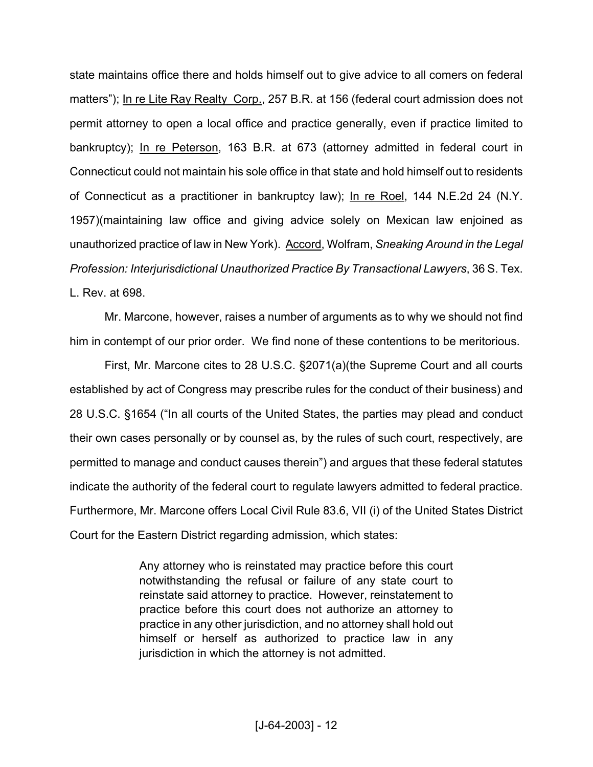state maintains office there and holds himself out to give advice to all comers on federal matters"); In re Lite Ray Realty Corp., 257 B.R. at 156 (federal court admission does not permit attorney to open a local office and practice generally, even if practice limited to bankruptcy); In re Peterson, 163 B.R. at 673 (attorney admitted in federal court in Connecticut could not maintain his sole office in that state and hold himself out to residents of Connecticut as a practitioner in bankruptcy law); In re Roel, 144 N.E.2d 24 (N.Y. 1957)(maintaining law office and giving advice solely on Mexican law enjoined as unauthorized practice of law in New York). Accord, Wolfram, *Sneaking Around in the Legal Profession: Interjurisdictional Unauthorized Practice By Transactional Lawyers*, 36 S. Tex. L. Rev. at 698.

Mr. Marcone, however, raises a number of arguments as to why we should not find him in contempt of our prior order. We find none of these contentions to be meritorious.

First, Mr. Marcone cites to 28 U.S.C. §2071(a)(the Supreme Court and all courts established by act of Congress may prescribe rules for the conduct of their business) and 28 U.S.C. §1654 ("In all courts of the United States, the parties may plead and conduct their own cases personally or by counsel as, by the rules of such court, respectively, are permitted to manage and conduct causes therein") and argues that these federal statutes indicate the authority of the federal court to regulate lawyers admitted to federal practice. Furthermore, Mr. Marcone offers Local Civil Rule 83.6, VII (i) of the United States District Court for the Eastern District regarding admission, which states:

> Any attorney who is reinstated may practice before this court notwithstanding the refusal or failure of any state court to reinstate said attorney to practice. However, reinstatement to practice before this court does not authorize an attorney to practice in any other jurisdiction, and no attorney shall hold out himself or herself as authorized to practice law in any jurisdiction in which the attorney is not admitted.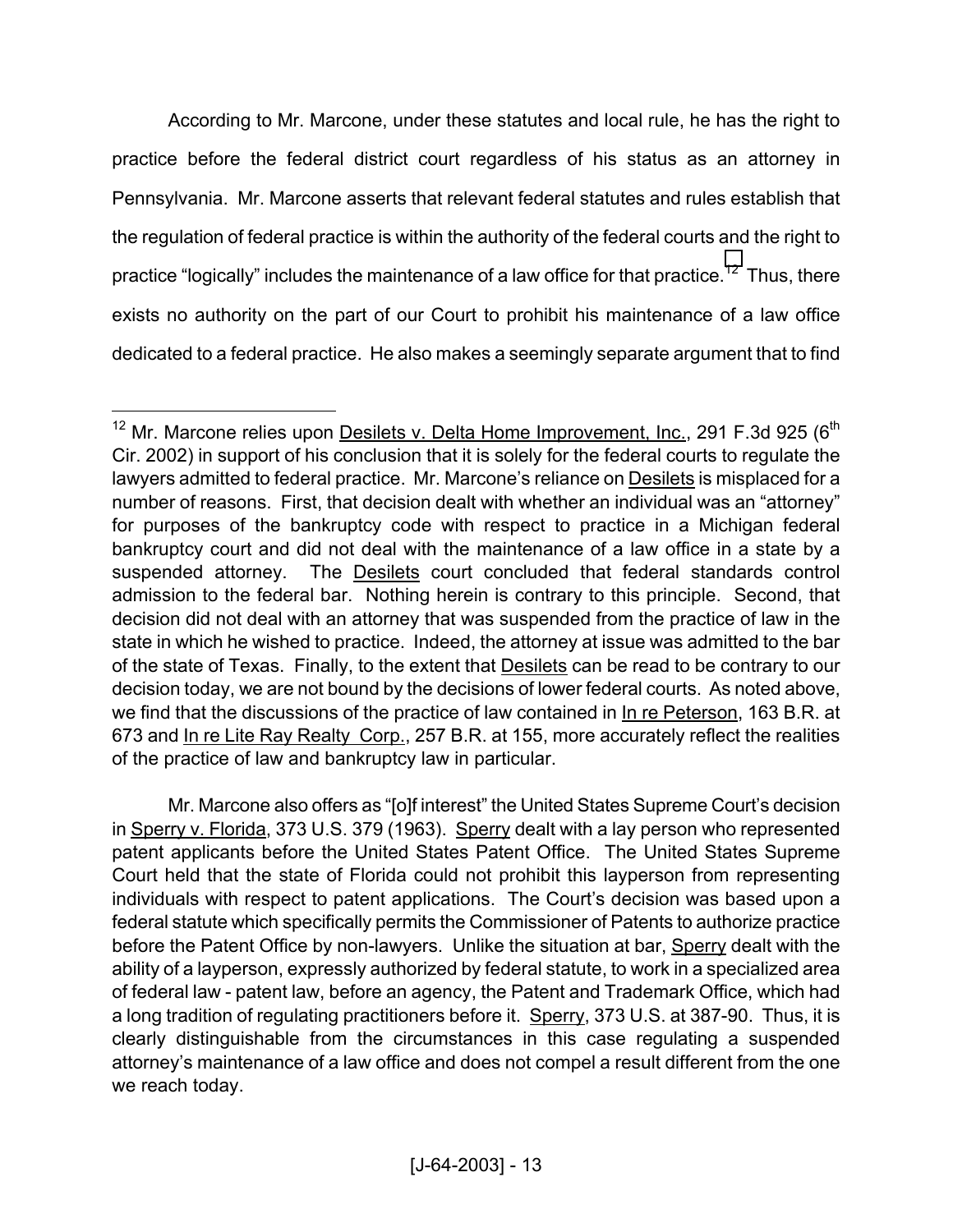According to Mr. Marcone, under these statutes and local rule, he has the right to practice before the federal district court regardless of his status as an attorney in Pennsylvania. Mr. Marcone asserts that relevant federal statutes and rules establish that the regulation of federal practice is within the authority of the federal courts and the right to practice "logically" includes the maintenance of a law office for that practice.[12] Thus, there exists no authority on the part of our Court to prohibit his maintenance of a law office dedicated to a federal practice. He also makes a seemingly separate argument that to find

---

[12] Mr. Marcone relies upon Desilets v. Delta Home Improvement, Inc., 291 F.3d 925 (6th Cir. 2002) in support of his conclusion that it is solely for the federal courts to regulate the lawyers admitted to federal practice. Mr. Marcone's reliance on Desilets is misplaced for a number of reasons. First, that decision dealt with whether an individual was an "attorney" for purposes of the bankruptcy code with respect to practice in a Michigan federal bankruptcy court and did not deal with the maintenance of a law office in a state by a suspended attorney. The Desilets court concluded that federal standards control admission to the federal bar. Nothing herein is contrary to this principle. Second, that decision did not deal with an attorney that was suspended from the practice of law in the state in which he wished to practice. Indeed, the attorney at issue was admitted to the bar of the state of Texas. Finally, to the extent that Desilets can be read to be contrary to our decision today, we are not bound by the decisions of lower federal courts. As noted above, we find that the discussions of the practice of law contained in In re Peterson, 163 B.R. at 673 and In re Lite Ray Realty Corp., 257 B.R. at 155, more accurately reflect the realities of the practice of law and bankruptcy law in particular.

Mr. Marcone also offers as "[o]f interest" the United States Supreme Court's decision in Sperry v. Florida, 373 U.S. 379 (1963). Sperry dealt with a lay person who represented patent applicants before the United States Patent Office. The United States Supreme Court held that the state of Florida could not prohibit this layperson from representing individuals with respect to patent applications. The Court's decision was based upon a federal statute which specifically permits the Commissioner of Patents to authorize practice before the Patent Office by non-lawyers. Unlike the situation at bar, Sperry dealt with the ability of a layperson, expressly authorized by federal statute, to work in a specialized area of federal law - patent law, before an agency, the Patent and Trademark Office, which had a long tradition of regulating practitioners before it. Sperry, 373 U.S. at 387-90. Thus, it is clearly distinguishable from the circumstances in this case regulating a suspended attorney's maintenance of a law office and does not compel a result different from the one we reach today.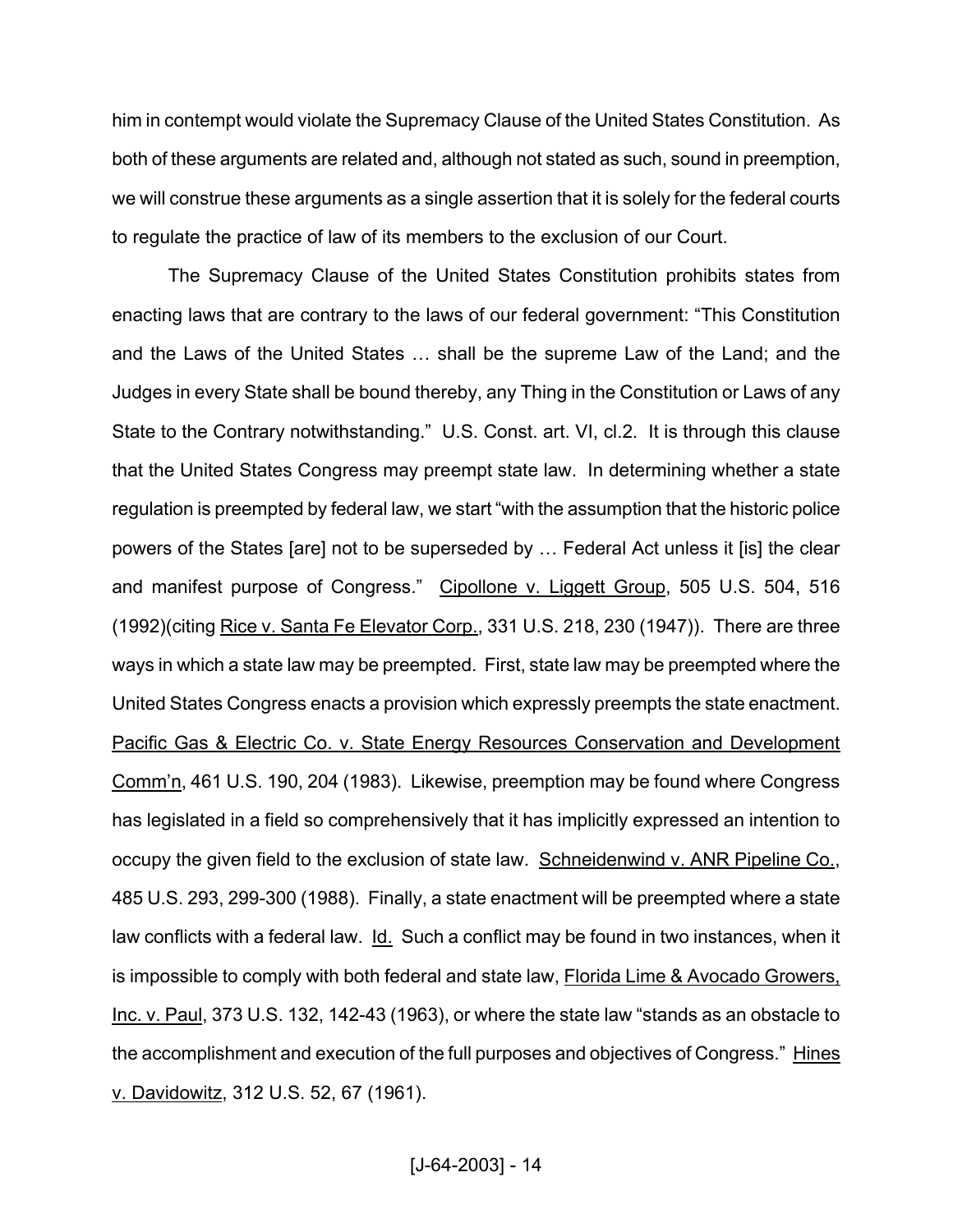him in contempt would violate the Supremacy Clause of the United States Constitution. As both of these arguments are related and, although not stated as such, sound in preemption, we will construe these arguments as a single assertion that it is solely for the federal courts to regulate the practice of law of its members to the exclusion of our Court.

The Supremacy Clause of the United States Constitution prohibits states from enacting laws that are contrary to the laws of our federal government: "This Constitution and the Laws of the United States … shall be the supreme Law of the Land; and the Judges in every State shall be bound thereby, any Thing in the Constitution or Laws of any State to the Contrary notwithstanding." U.S. Const. art. VI, cl.2. It is through this clause that the United States Congress may preempt state law. In determining whether a state regulation is preempted by federal law, we start "with the assumption that the historic police powers of the States [are] not to be superseded by … Federal Act unless it [is] the clear and manifest purpose of Congress." Cipollone v. Liggett Group, 505 U.S. 504, 516 (1992)(citing Rice v. Santa Fe Elevator Corp., 331 U.S. 218, 230 (1947)). There are three ways in which a state law may be preempted. First, state law may be preempted where the United States Congress enacts a provision which expressly preempts the state enactment. Pacific Gas & Electric Co. v. State Energy Resources Conservation and Development Comm'n, 461 U.S. 190, 204 (1983). Likewise, preemption may be found where Congress has legislated in a field so comprehensively that it has implicitly expressed an intention to occupy the given field to the exclusion of state law. Schneidenwind v. ANR Pipeline Co., 485 U.S. 293, 299-300 (1988). Finally, a state enactment will be preempted where a state law conflicts with a federal law. Id. Such a conflict may be found in two instances, when it is impossible to comply with both federal and state law, Florida Lime & Avocado Growers, Inc. v. Paul, 373 U.S. 132, 142-43 (1963), or where the state law "stands as an obstacle to the accomplishment and execution of the full purposes and objectives of Congress." Hines v. Davidowitz, 312 U.S. 52, 67 (1961).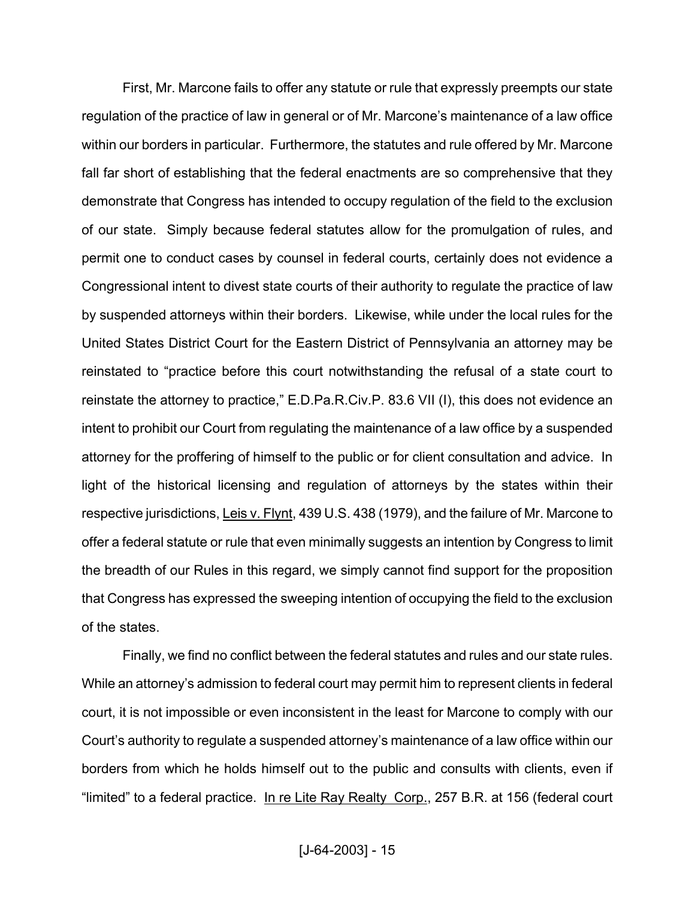First, Mr. Marcone fails to offer any statute or rule that expressly preempts our state regulation of the practice of law in general or of Mr. Marcone's maintenance of a law office within our borders in particular. Furthermore, the statutes and rule offered by Mr. Marcone fall far short of establishing that the federal enactments are so comprehensive that they demonstrate that Congress has intended to occupy regulation of the field to the exclusion of our state. Simply because federal statutes allow for the promulgation of rules, and permit one to conduct cases by counsel in federal courts, certainly does not evidence a Congressional intent to divest state courts of their authority to regulate the practice of law by suspended attorneys within their borders. Likewise, while under the local rules for the United States District Court for the Eastern District of Pennsylvania an attorney may be reinstated to "practice before this court notwithstanding the refusal of a state court to reinstate the attorney to practice," E.D.Pa.R.Civ.P. 83.6 VII (I), this does not evidence an intent to prohibit our Court from regulating the maintenance of a law office by a suspended attorney for the proffering of himself to the public or for client consultation and advice. In light of the historical licensing and regulation of attorneys by the states within their respective jurisdictions, Leis v. Flynt, 439 U.S. 438 (1979), and the failure of Mr. Marcone to offer a federal statute or rule that even minimally suggests an intention by Congress to limit the breadth of our Rules in this regard, we simply cannot find support for the proposition that Congress has expressed the sweeping intention of occupying the field to the exclusion of the states.

Finally, we find no conflict between the federal statutes and rules and our state rules. While an attorney's admission to federal court may permit him to represent clients in federal court, it is not impossible or even inconsistent in the least for Marcone to comply with our Court's authority to regulate a suspended attorney's maintenance of a law office within our borders from which he holds himself out to the public and consults with clients, even if "limited" to a federal practice. In re Lite Ray Realty Corp., 257 B.R. at 156 (federal court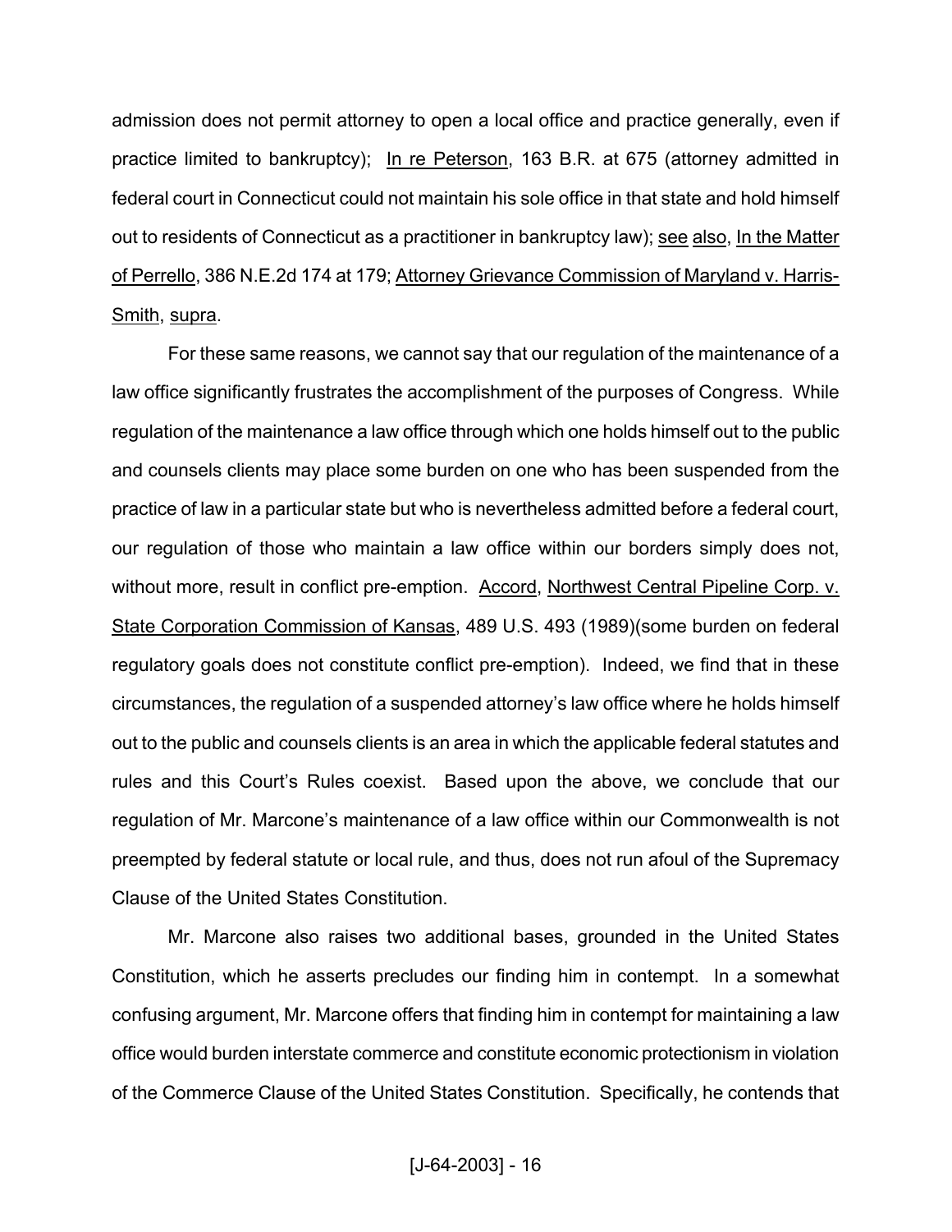admission does not permit attorney to open a local office and practice generally, even if practice limited to bankruptcy); In re Peterson, 163 B.R. at 675 (attorney admitted in federal court in Connecticut could not maintain his sole office in that state and hold himself out to residents of Connecticut as a practitioner in bankruptcy law); see also, In the Matter of Perrello, 386 N.E.2d 174 at 179; Attorney Grievance Commission of Maryland v. Harris-Smith, supra.

For these same reasons, we cannot say that our regulation of the maintenance of a law office significantly frustrates the accomplishment of the purposes of Congress. While regulation of the maintenance a law office through which one holds himself out to the public and counsels clients may place some burden on one who has been suspended from the practice of law in a particular state but who is nevertheless admitted before a federal court, our regulation of those who maintain a law office within our borders simply does not, without more, result in conflict pre-emption. Accord, Northwest Central Pipeline Corp. v. State Corporation Commission of Kansas, 489 U.S. 493 (1989)(some burden on federal regulatory goals does not constitute conflict pre-emption). Indeed, we find that in these circumstances, the regulation of a suspended attorney's law office where he holds himself out to the public and counsels clients is an area in which the applicable federal statutes and rules and this Court's Rules coexist. Based upon the above, we conclude that our regulation of Mr. Marcone's maintenance of a law office within our Commonwealth is not preempted by federal statute or local rule, and thus, does not run afoul of the Supremacy Clause of the United States Constitution.

Mr. Marcone also raises two additional bases, grounded in the United States Constitution, which he asserts precludes our finding him in contempt. In a somewhat confusing argument, Mr. Marcone offers that finding him in contempt for maintaining a law office would burden interstate commerce and constitute economic protectionism in violation of the Commerce Clause of the United States Constitution. Specifically, he contends that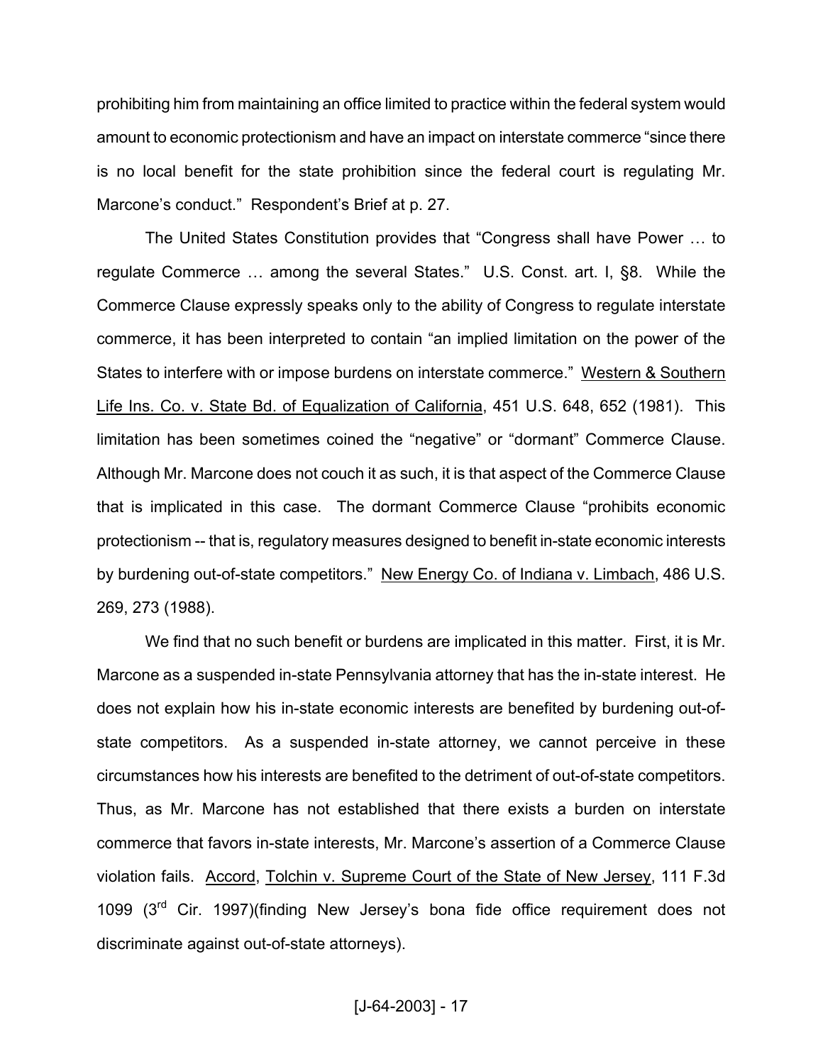prohibiting him from maintaining an office limited to practice within the federal system would amount to economic protectionism and have an impact on interstate commerce "since there is no local benefit for the state prohibition since the federal court is regulating Mr. Marcone's conduct." Respondent's Brief at p. 27.

The United States Constitution provides that "Congress shall have Power … to regulate Commerce … among the several States." U.S. Const. art. I, §8. While the Commerce Clause expressly speaks only to the ability of Congress to regulate interstate commerce, it has been interpreted to contain "an implied limitation on the power of the States to interfere with or impose burdens on interstate commerce." Western & Southern Life Ins. Co. v. State Bd. of Equalization of California, 451 U.S. 648, 652 (1981). This limitation has been sometimes coined the "negative" or "dormant" Commerce Clause. Although Mr. Marcone does not couch it as such, it is that aspect of the Commerce Clause that is implicated in this case. The dormant Commerce Clause "prohibits economic protectionism -- that is, regulatory measures designed to benefit in-state economic interests by burdening out-of-state competitors." New Energy Co. of Indiana v. Limbach, 486 U.S. 269, 273 (1988).

We find that no such benefit or burdens are implicated in this matter. First, it is Mr. Marcone as a suspended in-state Pennsylvania attorney that has the in-state interest. He does not explain how his in-state economic interests are benefited by burdening out-of-state competitors. As a suspended in-state attorney, we cannot perceive in these circumstances how his interests are benefited to the detriment of out-of-state competitors. Thus, as Mr. Marcone has not established that there exists a burden on interstate commerce that favors in-state interests, Mr. Marcone's assertion of a Commerce Clause violation fails. Accord, Tolchin v. Supreme Court of the State of New Jersey, 111 F.3d 1099 (3rd Cir. 1997)(finding New Jersey's bona fide office requirement does not discriminate against out-of-state attorneys).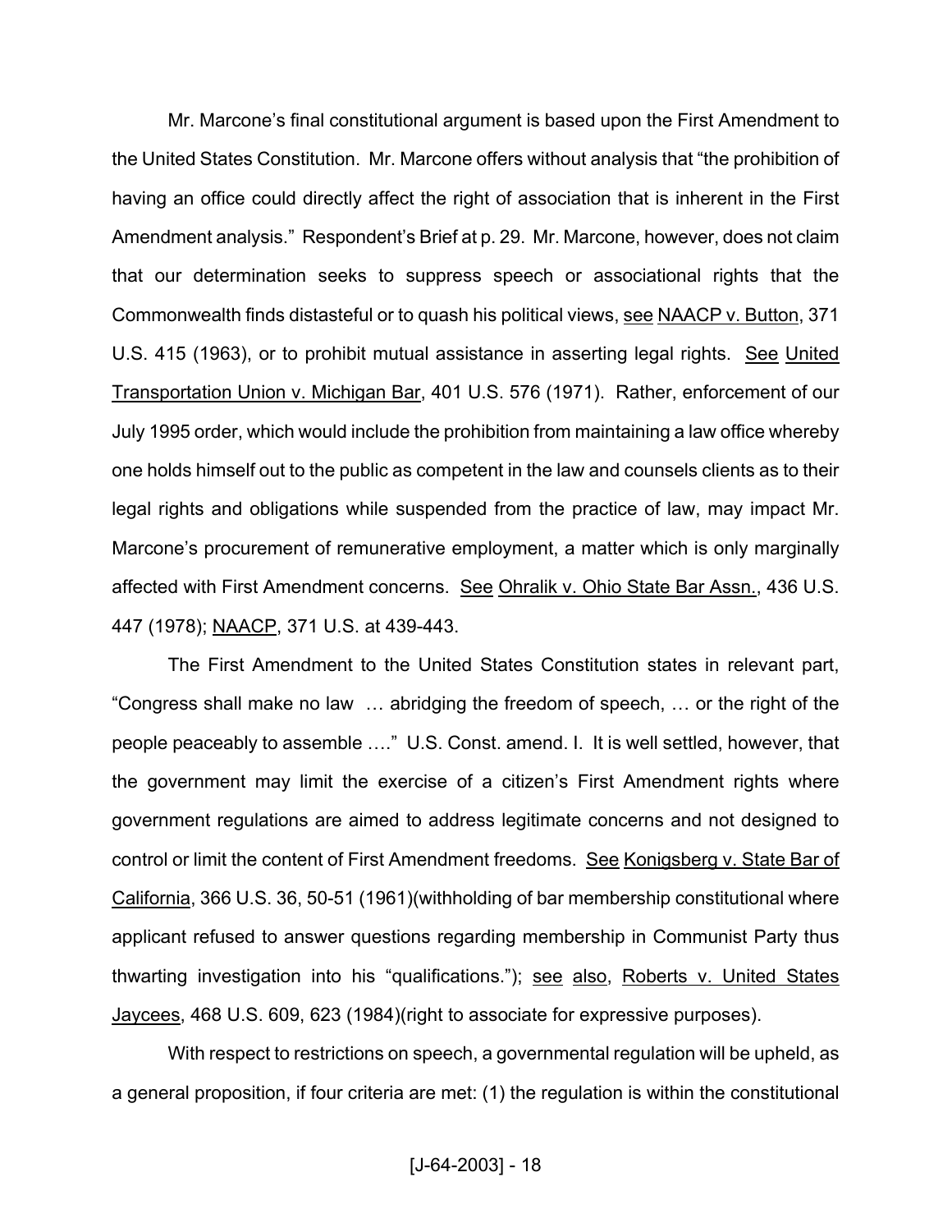Mr. Marcone's final constitutional argument is based upon the First Amendment to the United States Constitution. Mr. Marcone offers without analysis that "the prohibition of having an office could directly affect the right of association that is inherent in the First Amendment analysis." Respondent's Brief at p. 29. Mr. Marcone, however, does not claim that our determination seeks to suppress speech or associational rights that the Commonwealth finds distasteful or to quash his political views, see NAACP v. Button, 371 U.S. 415 (1963), or to prohibit mutual assistance in asserting legal rights. See United Transportation Union v. Michigan Bar, 401 U.S. 576 (1971). Rather, enforcement of our July 1995 order, which would include the prohibition from maintaining a law office whereby one holds himself out to the public as competent in the law and counsels clients as to their legal rights and obligations while suspended from the practice of law, may impact Mr. Marcone's procurement of remunerative employment, a matter which is only marginally affected with First Amendment concerns. See Ohralik v. Ohio State Bar Assn., 436 U.S. 447 (1978); NAACP, 371 U.S. at 439-443.

The First Amendment to the United States Constitution states in relevant part, "Congress shall make no law … abridging the freedom of speech, … or the right of the people peaceably to assemble …." U.S. Const. amend. I. It is well settled, however, that the government may limit the exercise of a citizen's First Amendment rights where government regulations are aimed to address legitimate concerns and not designed to control or limit the content of First Amendment freedoms. See Konigsberg v. State Bar of California, 366 U.S. 36, 50-51 (1961)(withholding of bar membership constitutional where applicant refused to answer questions regarding membership in Communist Party thus thwarting investigation into his "qualifications."); see also, Roberts v. United States Jaycees, 468 U.S. 609, 623 (1984)(right to associate for expressive purposes).

With respect to restrictions on speech, a governmental regulation will be upheld, as a general proposition, if four criteria are met: (1) the regulation is within the constitutional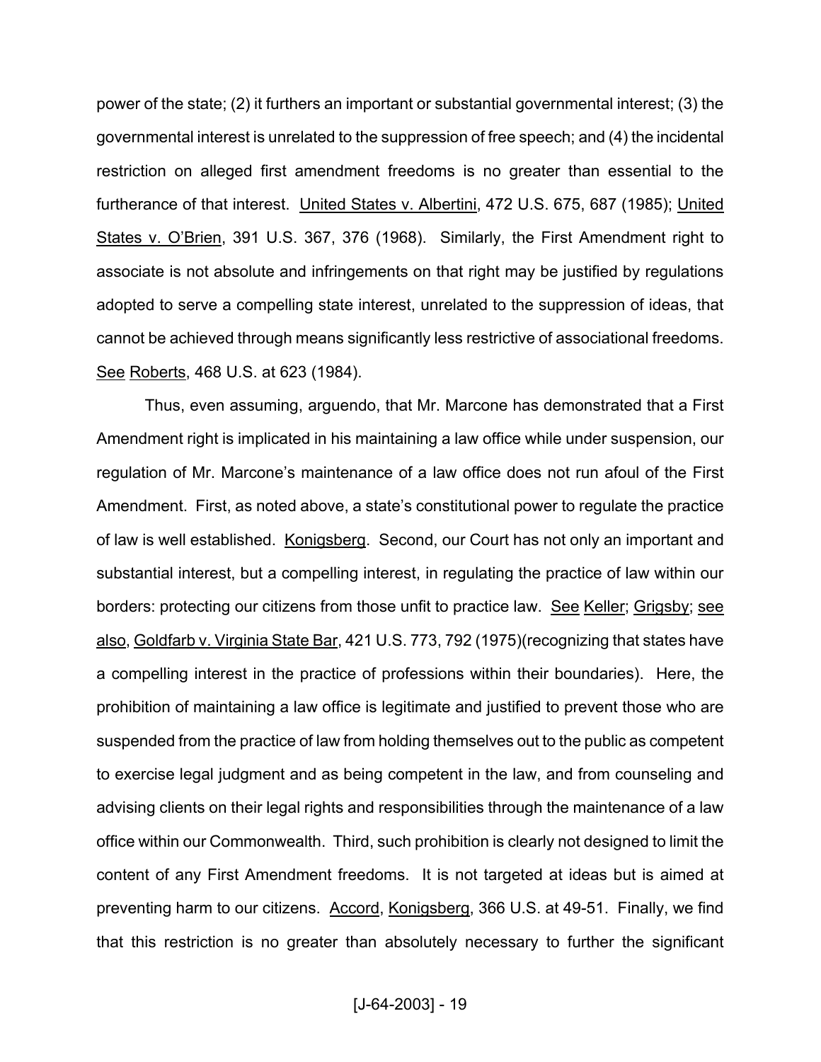power of the state; (2) it furthers an important or substantial governmental interest; (3) the governmental interest is unrelated to the suppression of free speech; and (4) the incidental restriction on alleged first amendment freedoms is no greater than essential to the furtherance of that interest. United States v. Albertini, 472 U.S. 675, 687 (1985); United States v. O'Brien, 391 U.S. 367, 376 (1968). Similarly, the First Amendment right to associate is not absolute and infringements on that right may be justified by regulations adopted to serve a compelling state interest, unrelated to the suppression of ideas, that cannot be achieved through means significantly less restrictive of associational freedoms. See Roberts, 468 U.S. at 623 (1984).

Thus, even assuming, arguendo, that Mr. Marcone has demonstrated that a First Amendment right is implicated in his maintaining a law office while under suspension, our regulation of Mr. Marcone's maintenance of a law office does not run afoul of the First Amendment. First, as noted above, a state's constitutional power to regulate the practice of law is well established. Konigsberg. Second, our Court has not only an important and substantial interest, but a compelling interest, in regulating the practice of law within our borders: protecting our citizens from those unfit to practice law. See Keller; Grigsby; see also, Goldfarb v. Virginia State Bar, 421 U.S. 773, 792 (1975)(recognizing that states have a compelling interest in the practice of professions within their boundaries). Here, the prohibition of maintaining a law office is legitimate and justified to prevent those who are suspended from the practice of law from holding themselves out to the public as competent to exercise legal judgment and as being competent in the law, and from counseling and advising clients on their legal rights and responsibilities through the maintenance of a law office within our Commonwealth. Third, such prohibition is clearly not designed to limit the content of any First Amendment freedoms. It is not targeted at ideas but is aimed at preventing harm to our citizens. Accord, Konigsberg, 366 U.S. at 49-51. Finally, we find that this restriction is no greater than absolutely necessary to further the significant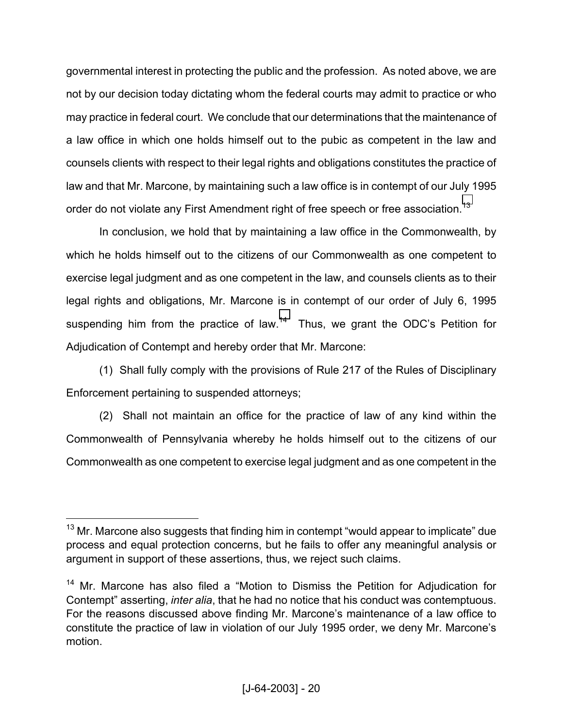governmental interest in protecting the public and the profession. As noted above, we are not by our decision today dictating whom the federal courts may admit to practice or who may practice in federal court. We conclude that our determinations that the maintenance of a law office in which one holds himself out to the pubic as competent in the law and counsels clients with respect to their legal rights and obligations constitutes the practice of law and that Mr. Marcone, by maintaining such a law office is in contempt of our July 1995 order do not violate any First Amendment right of free speech or free association.[13]

In conclusion, we hold that by maintaining a law office in the Commonwealth, by which he holds himself out to the citizens of our Commonwealth as one competent to exercise legal judgment and as one competent in the law, and counsels clients as to their legal rights and obligations, Mr. Marcone is in contempt of our order of July 6, 1995 suspending him from the practice of law.[14] Thus, we grant the ODC's Petition for Adjudication of Contempt and hereby order that Mr. Marcone:

(1) Shall fully comply with the provisions of Rule 217 of the Rules of Disciplinary Enforcement pertaining to suspended attorneys;

(2) Shall not maintain an office for the practice of law of any kind within the Commonwealth of Pennsylvania whereby he holds himself out to the citizens of our Commonwealth as one competent to exercise legal judgment and as one competent in the

---

[13] Mr. Marcone also suggests that finding him in contempt "would appear to implicate" due process and equal protection concerns, but he fails to offer any meaningful analysis or argument in support of these assertions, thus, we reject such claims.

[14] Mr. Marcone has also filed a "Motion to Dismiss the Petition for Adjudication for Contempt" asserting, *inter alia*, that he had no notice that his conduct was contemptuous. For the reasons discussed above finding Mr. Marcone's maintenance of a law office to constitute the practice of law in violation of our July 1995 order, we deny Mr. Marcone's motion.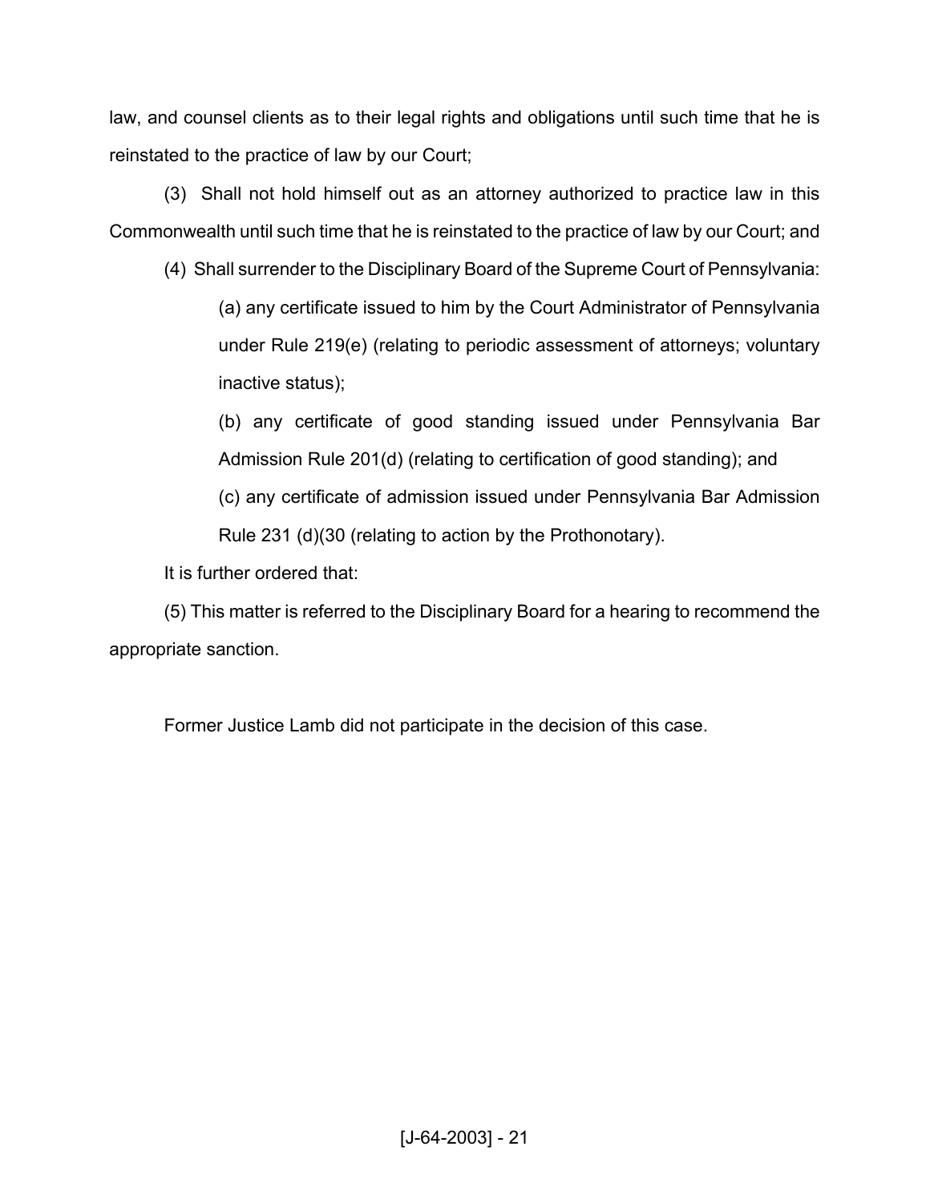law, and counsel clients as to their legal rights and obligations until such time that he is reinstated to the practice of law by our Court;

(3) Shall not hold himself out as an attorney authorized to practice law in this Commonwealth until such time that he is reinstated to the practice of law by our Court; and

(4) Shall surrender to the Disciplinary Board of the Supreme Court of Pennsylvania:

(a) any certificate issued to him by the Court Administrator of Pennsylvania under Rule 219(e) (relating to periodic assessment of attorneys; voluntary inactive status);

(b) any certificate of good standing issued under Pennsylvania Bar Admission Rule 201(d) (relating to certification of good standing); and

(c) any certificate of admission issued under Pennsylvania Bar Admission Rule 231 (d)(30 (relating to action by the Prothonotary).

It is further ordered that:

(5) This matter is referred to the Disciplinary Board for a hearing to recommend the appropriate sanction.

Former Justice Lamb did not participate in the decision of this case.